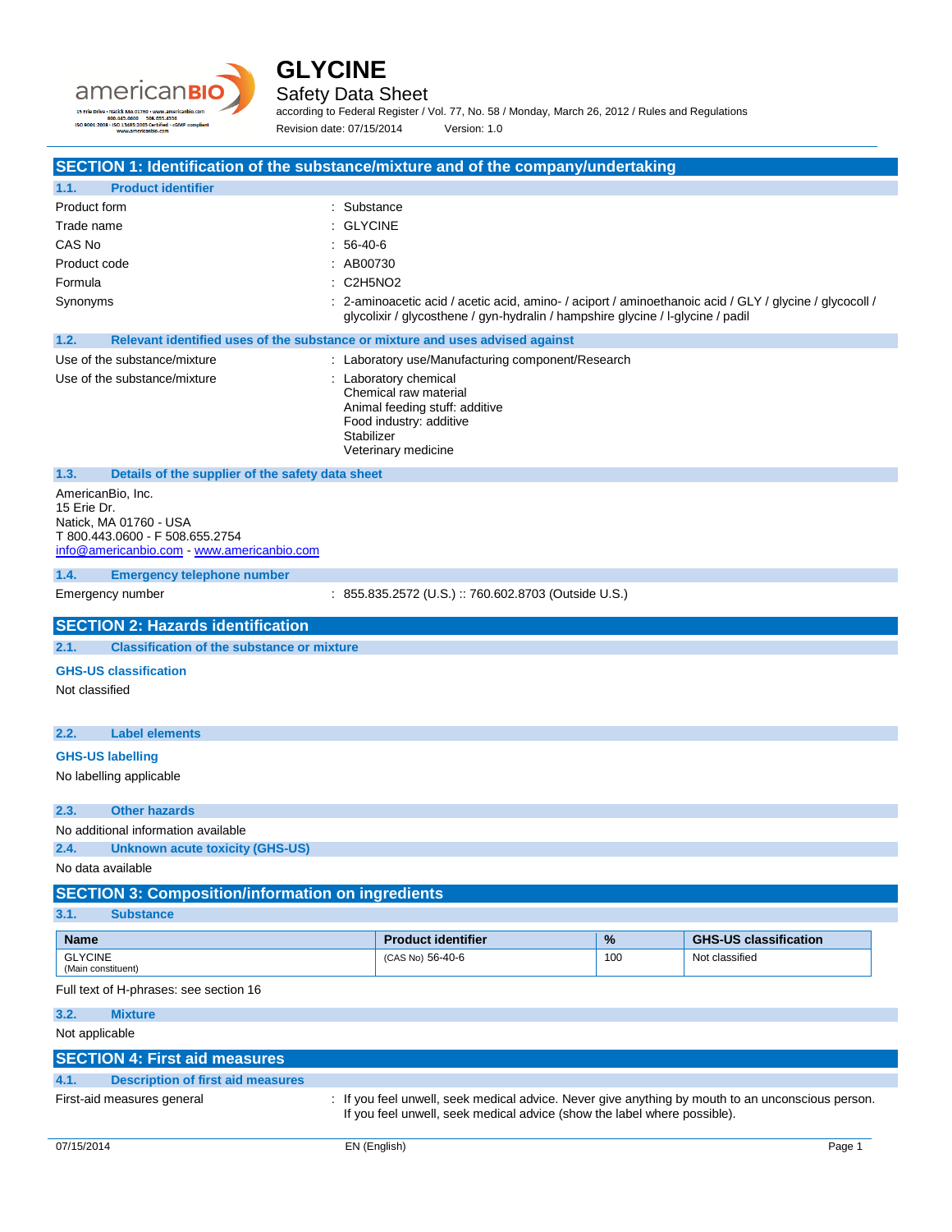# GLYCINE

## Safety Data Sheet

according to Federal Register / Vol. 77, No. 58 / Monday, March 26, 2012 / Rules and Regulations

Revision date: 07/15/2014 Version: 1.0

## SECTION 1: Identification of the substance/mixture and of the company/undertaking

### 1.1. Product identifier

| | |
|---|---|
| Product form | : Substance |
| Trade name | : GLYCINE |
| CAS No | : 56-40-6 |
| Product code | : AB00730 |
| Formula | : C2H5NO2 |
| Synonyms | : 2-aminoacetic acid / acetic acid, amino- / aciport / aminoethanoic acid / GLY / glycine / glycocoll / glycolixir / glycosthene / gyn-hydralin / hampshire glycine / l-glycine / padil |

### 1.2. Relevant identified uses of the substance or mixture and uses advised against

| | |
|---|---|
| Use of the substance/mixture | : Laboratory use/Manufacturing component/Research |
| Use of the substance/mixture | : Laboratory chemical<br>Chemical raw material<br>Animal feeding stuff: additive<br>Food industry: additive<br>Stabilizer<br>Veterinary medicine |

### 1.3. Details of the supplier of the safety data sheet

AmericanBio, Inc.
15 Erie Dr.
Natick, MA 01760 - USA
T 800.443.0600 - F 508.655.2754
info@americanbio.com - www.americanbio.com

### 1.4. Emergency telephone number

Emergency number : 855.835.2572 (U.S.) :: 760.602.8703 (Outside U.S.)

## SECTION 2: Hazards identification

### 2.1. Classification of the substance or mixture

**GHS-US classification**

Not classified

### 2.2. Label elements

**GHS-US labelling**

No labelling applicable

### 2.3. Other hazards

No additional information available

### 2.4. Unknown acute toxicity (GHS-US)

No data available

## SECTION 3: Composition/information on ingredients

### 3.1. Substance

| Name | Product identifier | % | GHS-US classification |
|---|---|---|---|
| GLYCINE (Main constituent) | (CAS No) 56-40-6 | 100 | Not classified |

Full text of H-phrases: see section 16

### 3.2. Mixture

Not applicable

## SECTION 4: First aid measures

### 4.1. Description of first aid measures

First-aid measures general : If you feel unwell, seek medical advice. Never give anything by mouth to an unconscious person. If you feel unwell, seek medical advice (show the label where possible).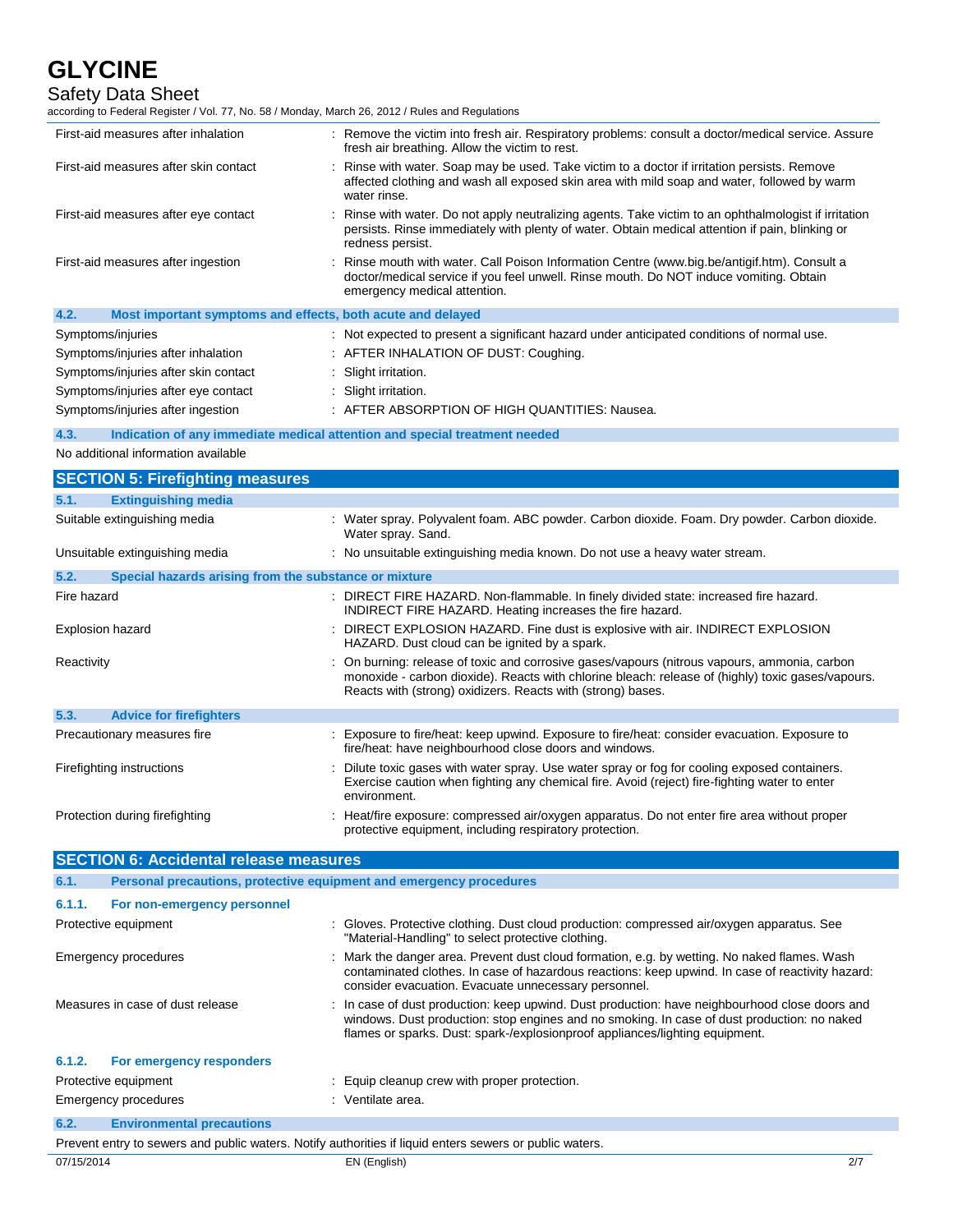| | |
|---|---|
| First-aid measures after inhalation | : Remove the victim into fresh air. Respiratory problems: consult a doctor/medical service. Assure fresh air breathing. Allow the victim to rest. |
| First-aid measures after skin contact | : Rinse with water. Soap may be used. Take victim to a doctor if irritation persists. Remove affected clothing and wash all exposed skin area with mild soap and water, followed by warm water rinse. |
| First-aid measures after eye contact | : Rinse with water. Do not apply neutralizing agents. Take victim to an ophthalmologist if irritation persists. Rinse immediately with plenty of water. Obtain medical attention if pain, blinking or redness persist. |
| First-aid measures after ingestion | : Rinse mouth with water. Call Poison Information Centre (www.big.be/antigif.htm). Consult a doctor/medical service if you feel unwell. Rinse mouth. Do NOT induce vomiting. Obtain emergency medical attention. |

### 4.2. Most important symptoms and effects, both acute and delayed

| | |
|---|---|
| Symptoms/injuries | : Not expected to present a significant hazard under anticipated conditions of normal use. |
| Symptoms/injuries after inhalation | : AFTER INHALATION OF DUST: Coughing. |
| Symptoms/injuries after skin contact | : Slight irritation. |
| Symptoms/injuries after eye contact | : Slight irritation. |
| Symptoms/injuries after ingestion | : AFTER ABSORPTION OF HIGH QUANTITIES: Nausea. |

### 4.3. Indication of any immediate medical attention and special treatment needed

No additional information available

## SECTION 5: Firefighting measures

### 5.1. Extinguishing media

| | |
|---|---|
| Suitable extinguishing media | : Water spray. Polyvalent foam. ABC powder. Carbon dioxide. Foam. Dry powder. Carbon dioxide. Water spray. Sand. |
| Unsuitable extinguishing media | : No unsuitable extinguishing media known. Do not use a heavy water stream. |

### 5.2. Special hazards arising from the substance or mixture

| | |
|---|---|
| Fire hazard | : DIRECT FIRE HAZARD. Non-flammable. In finely divided state: increased fire hazard. INDIRECT FIRE HAZARD. Heating increases the fire hazard. |
| Explosion hazard | : DIRECT EXPLOSION HAZARD. Fine dust is explosive with air. INDIRECT EXPLOSION HAZARD. Dust cloud can be ignited by a spark. |
| Reactivity | : On burning: release of toxic and corrosive gases/vapours (nitrous vapours, ammonia, carbon monoxide - carbon dioxide). Reacts with chlorine bleach: release of (highly) toxic gases/vapours. Reacts with (strong) oxidizers. Reacts with (strong) bases. |

### 5.3. Advice for firefighters

| | |
|---|---|
| Precautionary measures fire | : Exposure to fire/heat: keep upwind. Exposure to fire/heat: consider evacuation. Exposure to fire/heat: have neighbourhood close doors and windows. |
| Firefighting instructions | : Dilute toxic gases with water spray. Use water spray or fog for cooling exposed containers. Exercise caution when fighting any chemical fire. Avoid (reject) fire-fighting water to enter environment. |
| Protection during firefighting | : Heat/fire exposure: compressed air/oxygen apparatus. Do not enter fire area without proper protective equipment, including respiratory protection. |

## SECTION 6: Accidental release measures

### 6.1. Personal precautions, protective equipment and emergency procedures

#### 6.1.1. For non-emergency personnel

| | |
|---|---|
| Protective equipment | : Gloves. Protective clothing. Dust cloud production: compressed air/oxygen apparatus. See "Material-Handling" to select protective clothing. |
| Emergency procedures | : Mark the danger area. Prevent dust cloud formation, e.g. by wetting. No naked flames. Wash contaminated clothes. In case of hazardous reactions: keep upwind. In case of reactivity hazard: consider evacuation. Evacuate unnecessary personnel. |
| Measures in case of dust release | : In case of dust production: keep upwind. Dust production: have neighbourhood close doors and windows. Dust production: stop engines and no smoking. In case of dust production: no naked flames or sparks. Dust: spark-/explosionproof appliances/lighting equipment. |

#### 6.1.2. For emergency responders

| | |
|---|---|
| Protective equipment | : Equip cleanup crew with proper protection. |
| Emergency procedures | : Ventilate area. |

### 6.2. Environmental precautions

Prevent entry to sewers and public waters. Notify authorities if liquid enters sewers or public waters.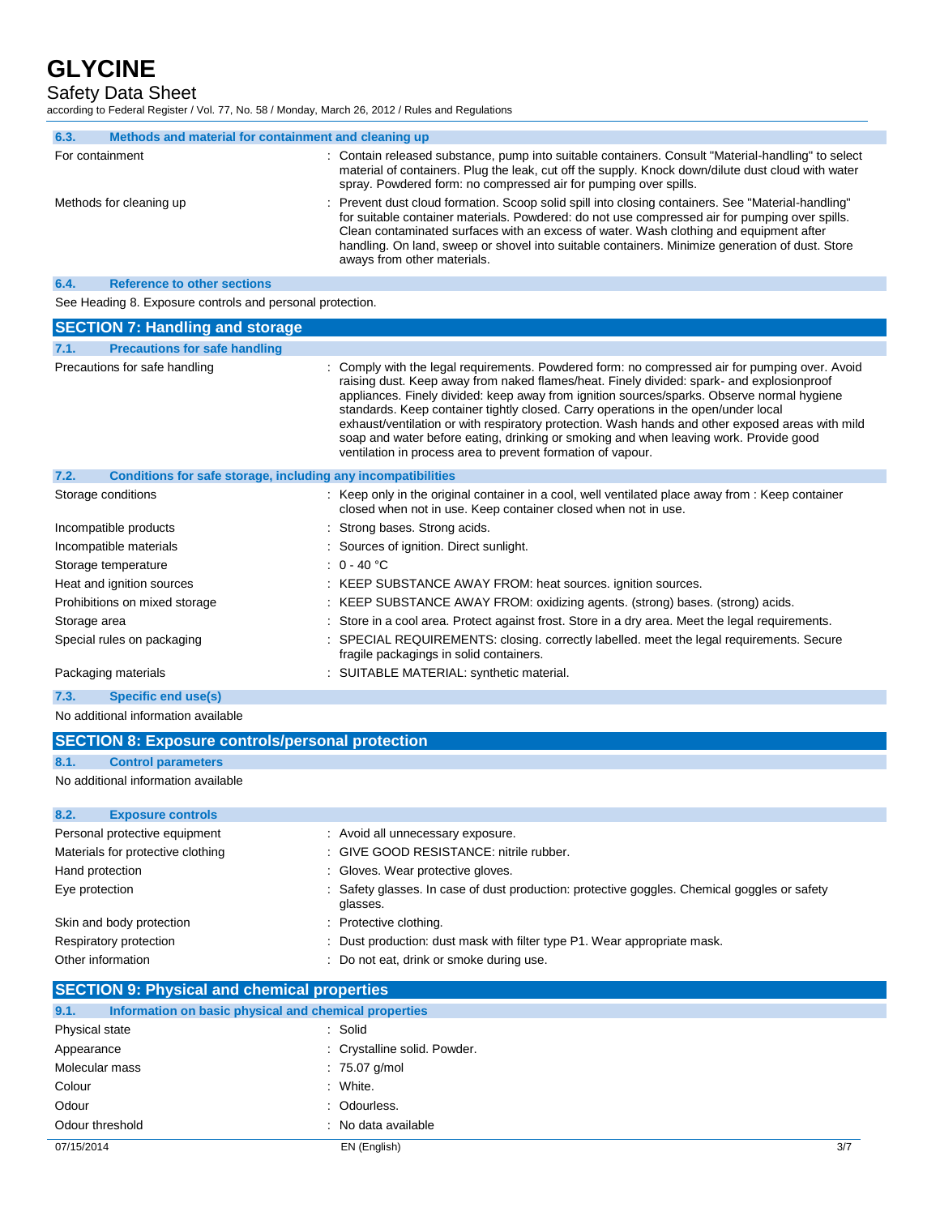### 6.3. Methods and material for containment and cleaning up

| | |
|---|---|
| For containment | : Contain released substance, pump into suitable containers. Consult "Material-handling" to select material of containers. Plug the leak, cut off the supply. Knock down/dilute dust cloud with water spray. Powdered form: no compressed air for pumping over spills. |
| Methods for cleaning up | : Prevent dust cloud formation. Scoop solid spill into closing containers. See "Material-handling" for suitable container materials. Powdered: do not use compressed air for pumping over spills. Clean contaminated surfaces with an excess of water. Wash clothing and equipment after handling. On land, sweep or shovel into suitable containers. Minimize generation of dust. Store aways from other materials. |

### 6.4. Reference to other sections

See Heading 8. Exposure controls and personal protection.

## SECTION 7: Handling and storage

### 7.1. Precautions for safe handling

| | |
|---|---|
| Precautions for safe handling | : Comply with the legal requirements. Powdered form: no compressed air for pumping over. Avoid raising dust. Keep away from naked flames/heat. Finely divided: spark- and explosionproof appliances. Finely divided: keep away from ignition sources/sparks. Observe normal hygiene standards. Keep container tightly closed. Carry operations in the open/under local exhaust/ventilation or with respiratory protection. Wash hands and other exposed areas with mild soap and water before eating, drinking or smoking and when leaving work. Provide good ventilation in process area to prevent formation of vapour. |

### 7.2. Conditions for safe storage, including any incompatibilities

| | |
|---|---|
| Storage conditions | : Keep only in the original container in a cool, well ventilated place away from : Keep container closed when not in use. Keep container closed when not in use. |
| Incompatible products | : Strong bases. Strong acids. |
| Incompatible materials | : Sources of ignition. Direct sunlight. |
| Storage temperature | : 0 - 40 °C |
| Heat and ignition sources | : KEEP SUBSTANCE AWAY FROM: heat sources. ignition sources. |
| Prohibitions on mixed storage | : KEEP SUBSTANCE AWAY FROM: oxidizing agents. (strong) bases. (strong) acids. |
| Storage area | : Store in a cool area. Protect against frost. Store in a dry area. Meet the legal requirements. |
| Special rules on packaging | : SPECIAL REQUIREMENTS: closing. correctly labelled. meet the legal requirements. Secure fragile packagings in solid containers. |
| Packaging materials | : SUITABLE MATERIAL: synthetic material. |

### 7.3. Specific end use(s)

No additional information available

## SECTION 8: Exposure controls/personal protection

### 8.1. Control parameters

No additional information available

### 8.2. Exposure controls

| | |
|---|---|
| Personal protective equipment | : Avoid all unnecessary exposure. |
| Materials for protective clothing | : GIVE GOOD RESISTANCE: nitrile rubber. |
| Hand protection | : Gloves. Wear protective gloves. |
| Eye protection | : Safety glasses. In case of dust production: protective goggles. Chemical goggles or safety glasses. |
| Skin and body protection | : Protective clothing. |
| Respiratory protection | : Dust production: dust mask with filter type P1. Wear appropriate mask. |
| Other information | : Do not eat, drink or smoke during use. |

## SECTION 9: Physical and chemical properties

### 9.1. Information on basic physical and chemical properties

| | |
|---|---|
| Physical state | : Solid |
| Appearance | : Crystalline solid. Powder. |
| Molecular mass | : 75.07 g/mol |
| Colour | : White. |
| Odour | : Odourless. |
| Odour threshold | : No data available |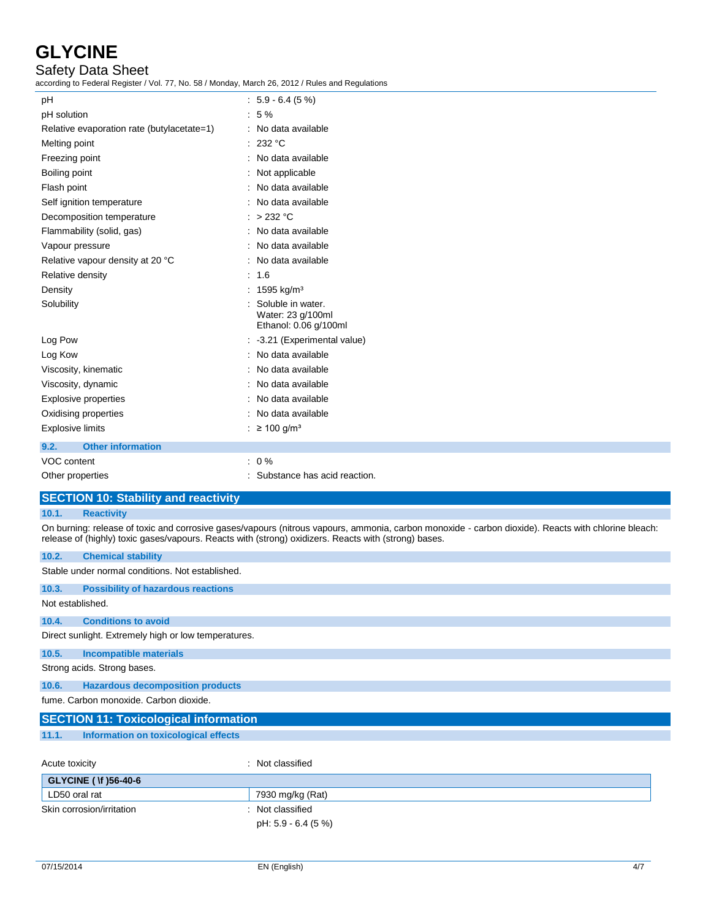| | |
|---|---|
| pH | : 5.9 - 6.4 (5 %) |
| pH solution | : 5 % |
| Relative evaporation rate (butylacetate=1) | : No data available |
| Melting point | : 232 °C |
| Freezing point | : No data available |
| Boiling point | : Not applicable |
| Flash point | : No data available |
| Self ignition temperature | : No data available |
| Decomposition temperature | : > 232 °C |
| Flammability (solid, gas) | : No data available |
| Vapour pressure | : No data available |
| Relative vapour density at 20 °C | : No data available |
| Relative density | : 1.6 |
| Density | : 1595 kg/m³ |
| Solubility | : Soluble in water. Water: 23 g/100ml Ethanol: 0.06 g/100ml |
| Log Pow | : -3.21 (Experimental value) |
| Log Kow | : No data available |
| Viscosity, kinematic | : No data available |
| Viscosity, dynamic | : No data available |
| Explosive properties | : No data available |
| Oxidising properties | : No data available |
| Explosive limits | : ≥ 100 g/m³ |

### 9.2. Other information

| | |
|---|---|
| VOC content | : 0 % |
| Other properties | : Substance has acid reaction. |

## SECTION 10: Stability and reactivity

### 10.1. Reactivity

On burning: release of toxic and corrosive gases/vapours (nitrous vapours, ammonia, carbon monoxide - carbon dioxide). Reacts with chlorine bleach: release of (highly) toxic gases/vapours. Reacts with (strong) oxidizers. Reacts with (strong) bases.

### 10.2. Chemical stability

Stable under normal conditions. Not established.

### 10.3. Possibility of hazardous reactions

Not established.

### 10.4. Conditions to avoid

Direct sunlight. Extremely high or low temperatures.

### 10.5. Incompatible materials

Strong acids. Strong bases.

### 10.6. Hazardous decomposition products

fume. Carbon monoxide. Carbon dioxide.

## SECTION 11: Toxicological information

### 11.1. Information on toxicological effects

Acute toxicity : Not classified

| GLYCINE ( \f )56-40-6 | |
|---|---|
| LD50 oral rat | 7930 mg/kg (Rat) |

Skin corrosion/irritation : Not classified

pH: 5.9 - 6.4 (5 %)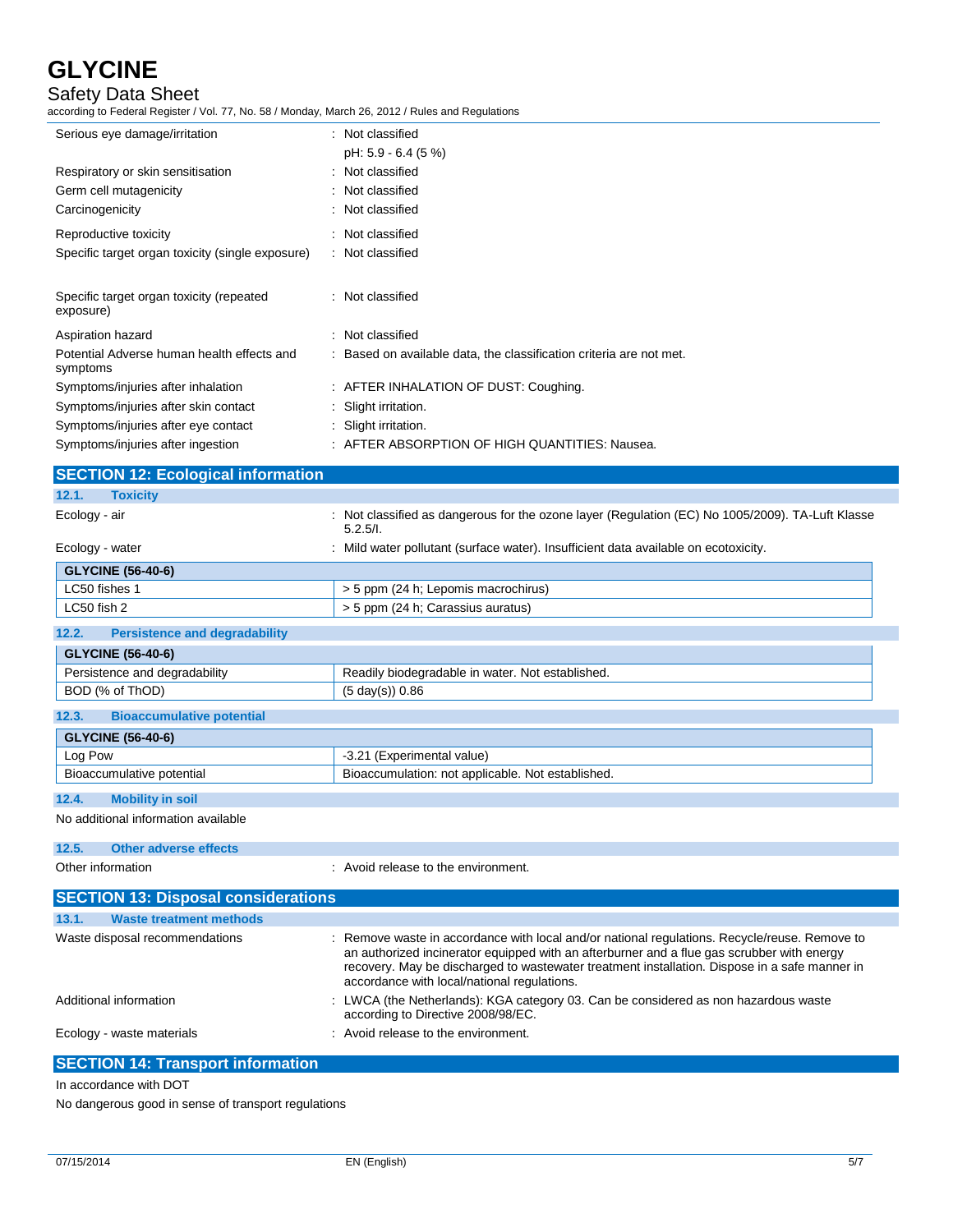| | |
|---|---|
| Serious eye damage/irritation | : Not classified<br>pH: 5.9 - 6.4 (5 %) |
| Respiratory or skin sensitisation | : Not classified |
| Germ cell mutagenicity | : Not classified |
| Carcinogenicity | : Not classified |
| Reproductive toxicity | : Not classified |
| Specific target organ toxicity (single exposure) | : Not classified |
| Specific target organ toxicity (repeated exposure) | : Not classified |
| Aspiration hazard | : Not classified |
| Potential Adverse human health effects and symptoms | : Based on available data, the classification criteria are not met. |
| Symptoms/injuries after inhalation | : AFTER INHALATION OF DUST: Coughing. |
| Symptoms/injuries after skin contact | : Slight irritation. |
| Symptoms/injuries after eye contact | : Slight irritation. |
| Symptoms/injuries after ingestion | : AFTER ABSORPTION OF HIGH QUANTITIES: Nausea. |

## SECTION 12: Ecological information

### 12.1. Toxicity

Ecology - air : Not classified as dangerous for the ozone layer (Regulation (EC) No 1005/2009). TA-Luft Klasse 5.2.5/I.

Ecology - water : Mild water pollutant (surface water). Insufficient data available on ecotoxicity.

| GLYCINE (56-40-6) | |
|---|---|
| LC50 fishes 1 | > 5 ppm (24 h; Lepomis macrochirus) |
| LC50 fish 2 | > 5 ppm (24 h; Carassius auratus) |

### 12.2. Persistence and degradability

| GLYCINE (56-40-6) | |
|---|---|
| Persistence and degradability | Readily biodegradable in water. Not established. |
| BOD (% of ThOD) | (5 day(s)) 0.86 |

### 12.3. Bioaccumulative potential

| GLYCINE (56-40-6) | |
|---|---|
| Log Pow | -3.21 (Experimental value) |
| Bioaccumulative potential | Bioaccumulation: not applicable. Not established. |

### 12.4. Mobility in soil

No additional information available

### 12.5. Other adverse effects

Other information : Avoid release to the environment.

## SECTION 13: Disposal considerations

### 13.1. Waste treatment methods

Waste disposal recommendations : Remove waste in accordance with local and/or national regulations. Recycle/reuse. Remove to an authorized incinerator equipped with an afterburner and a flue gas scrubber with energy recovery. May be discharged to wastewater treatment installation. Dispose in a safe manner in accordance with local/national regulations.

Additional information : LWCA (the Netherlands): KGA category 03. Can be considered as non hazardous waste according to Directive 2008/98/EC.

Ecology - waste materials : Avoid release to the environment.

## SECTION 14: Transport information

In accordance with DOT

No dangerous good in sense of transport regulations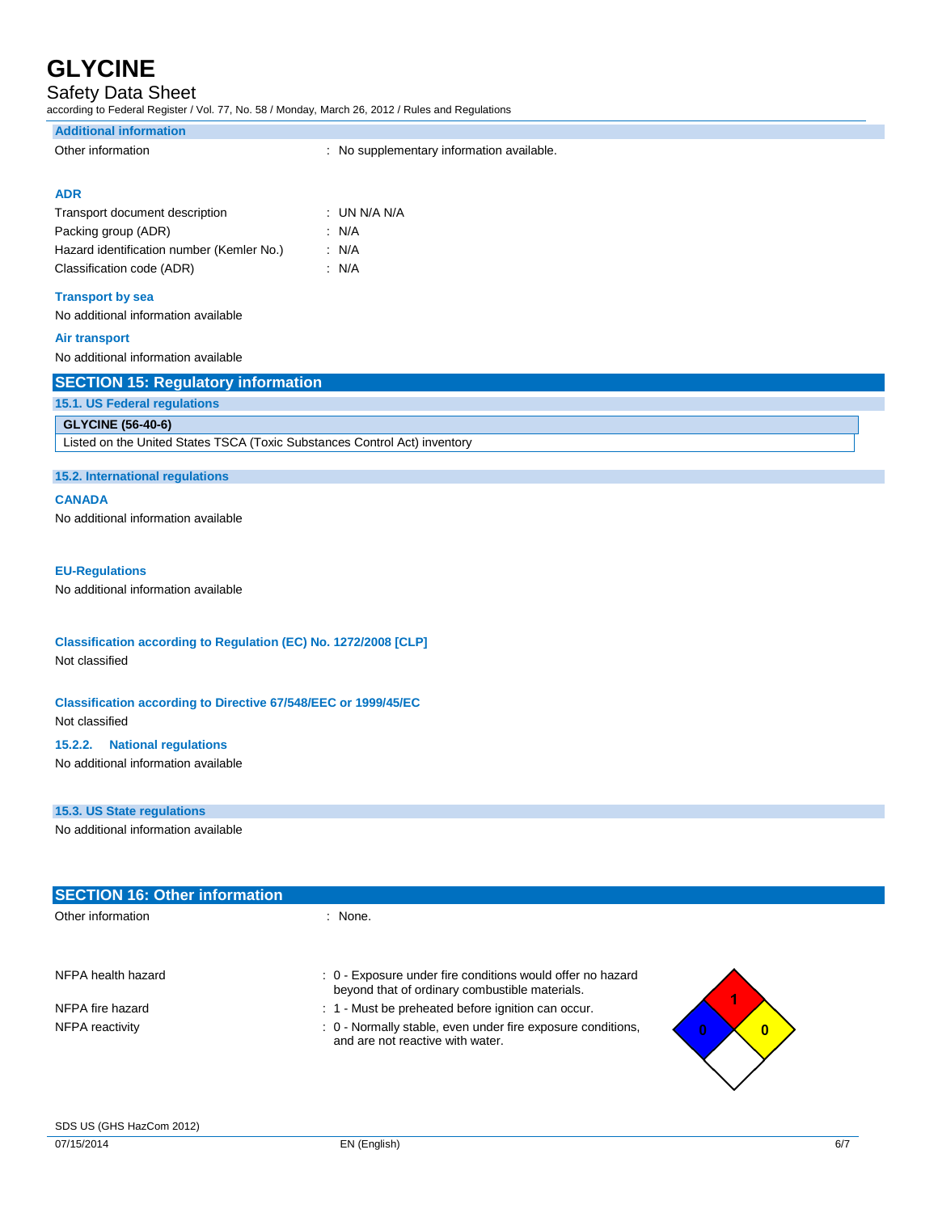**Additional information**

Other information : No supplementary information available.

**ADR**

| | |
|---|---|
| Transport document description | : UN N/A N/A |
| Packing group (ADR) | : N/A |
| Hazard identification number (Kemler No.) | : N/A |
| Classification code (ADR) | : N/A |

**Transport by sea**

No additional information available

**Air transport**

No additional information available

## SECTION 15: Regulatory information

### 15.1. US Federal regulations

| GLYCINE (56-40-6) |
|---|
| Listed on the United States TSCA (Toxic Substances Control Act) inventory |

### 15.2. International regulations

**CANADA**

No additional information available

**EU-Regulations**

No additional information available

**Classification according to Regulation (EC) No. 1272/2008 [CLP]**

Not classified

**Classification according to Directive 67/548/EEC or 1999/45/EC**

Not classified

**15.2.2. National regulations**

No additional information available

### 15.3. US State regulations

No additional information available

## SECTION 16: Other information

Other information : None.

| | |
|---|---|
| NFPA health hazard | : 0 - Exposure under fire conditions would offer no hazard beyond that of ordinary combustible materials. |
| NFPA fire hazard | : 1 - Must be preheated before ignition can occur. |
| NFPA reactivity | : 0 - Normally stable, even under fire exposure conditions, and are not reactive with water. |

SDS US (GHS HazCom 2012)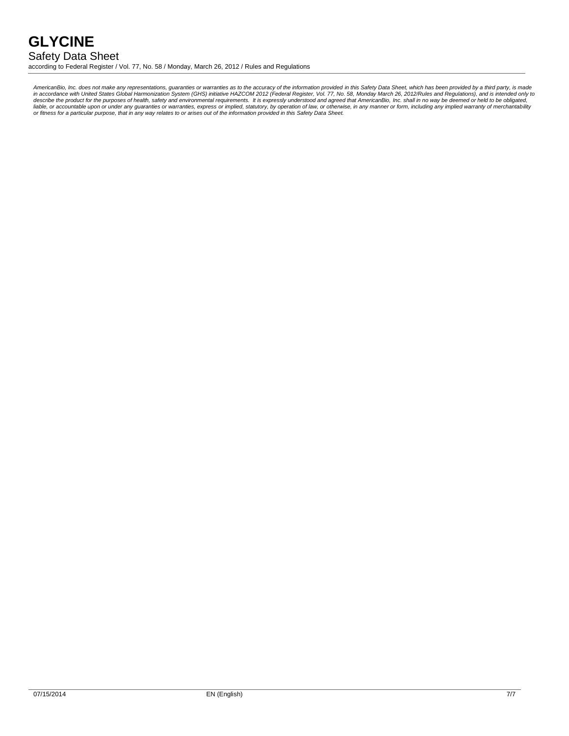*AmericanBio, Inc. does not make any representations, guaranties or warranties as to the accuracy of the information provided in this Safety Data Sheet, which has been provided by a third party, is made in accordance with United States Global Harmonization System (GHS) initiative HAZCOM 2012 (Federal Register, Vol. 77, No. 58, Monday March 26, 2012/Rules and Regulations), and is intended only to describe the product for the purposes of health, safety and environmental requirements. It is expressly understood and agreed that AmericanBio, Inc. shall in no way be deemed or held to be obligated, liable, or accountable upon or under any guaranties or warranties, express or implied, statutory, by operation of law, or otherwise, in any manner or form, including any implied warranty of merchantability or fitness for a particular purpose, that in any way relates to or arises out of the information provided in this Safety Data Sheet.*